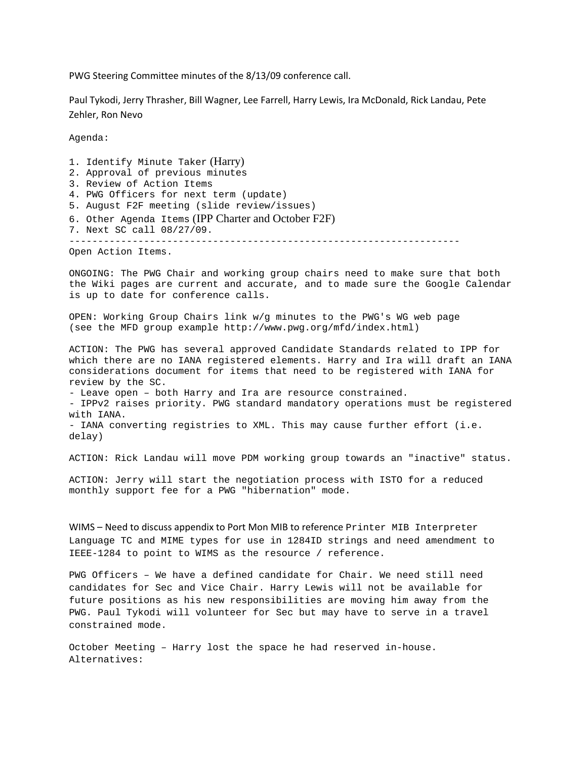PWG Steering Committee minutes of the 8/13/09 conference call.

Paul Tykodi, Jerry Thrasher, Bill Wagner, Lee Farrell, Harry Lewis, Ira McDonald, Rick Landau, Pete Zehler, Ron Nevo

Agenda:

1. Identify Minute Taker (Harry)
2. Approval of previous minutes
3. Review of Action Items
4. PWG Officers for next term (update)
5. August F2F meeting (slide review/issues)
6. Other Agenda Items (IPP Charter and October F2F)
7. Next SC call 08/27/09.

---

Open Action Items.

ONGOING: The PWG Chair and working group chairs need to make sure that both the Wiki pages are current and accurate, and to made sure the Google Calendar is up to date for conference calls.

OPEN: Working Group Chairs link w/g minutes to the PWG's WG web page (see the MFD group example http://www.pwg.org/mfd/index.html)

ACTION: The PWG has several approved Candidate Standards related to IPP for which there are no IANA registered elements. Harry and Ira will draft an IANA considerations document for items that need to be registered with IANA for review by the SC.
- Leave open – both Harry and Ira are resource constrained.
- IPPv2 raises priority. PWG standard mandatory operations must be registered with IANA.
- IANA converting registries to XML. This may cause further effort (i.e. delay)

ACTION: Rick Landau will move PDM working group towards an "inactive" status.

ACTION: Jerry will start the negotiation process with ISTO for a reduced monthly support fee for a PWG "hibernation" mode.

WIMS – Need to discuss appendix to Port Mon MIB to reference Printer MIB Interpreter Language TC and MIME types for use in 1284ID strings and need amendment to IEEE-1284 to point to WIMS as the resource / reference.

PWG Officers – We have a defined candidate for Chair. We need still need candidates for Sec and Vice Chair. Harry Lewis will not be available for future positions as his new responsibilities are moving him away from the PWG. Paul Tykodi will volunteer for Sec but may have to serve in a travel constrained mode.

October Meeting – Harry lost the space he had reserved in-house. Alternatives: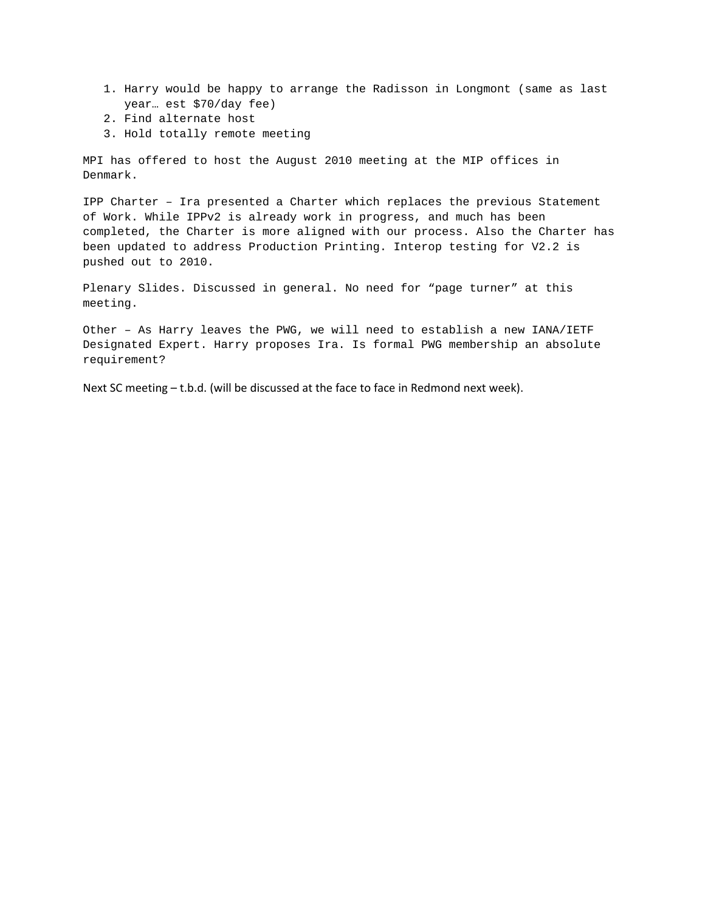1. Harry would be happy to arrange the Radisson in Longmont (same as last year… est $70/day fee)
2. Find alternate host
3. Hold totally remote meeting

MPI has offered to host the August 2010 meeting at the MIP offices in Denmark.

IPP Charter – Ira presented a Charter which replaces the previous Statement of Work. While IPPv2 is already work in progress, and much has been completed, the Charter is more aligned with our process. Also the Charter has been updated to address Production Printing. Interop testing for V2.2 is pushed out to 2010.

Plenary Slides. Discussed in general. No need for "page turner" at this meeting.

Other – As Harry leaves the PWG, we will need to establish a new IANA/IETF Designated Expert. Harry proposes Ira. Is formal PWG membership an absolute requirement?

Next SC meeting – t.b.d. (will be discussed at the face to face in Redmond next week).